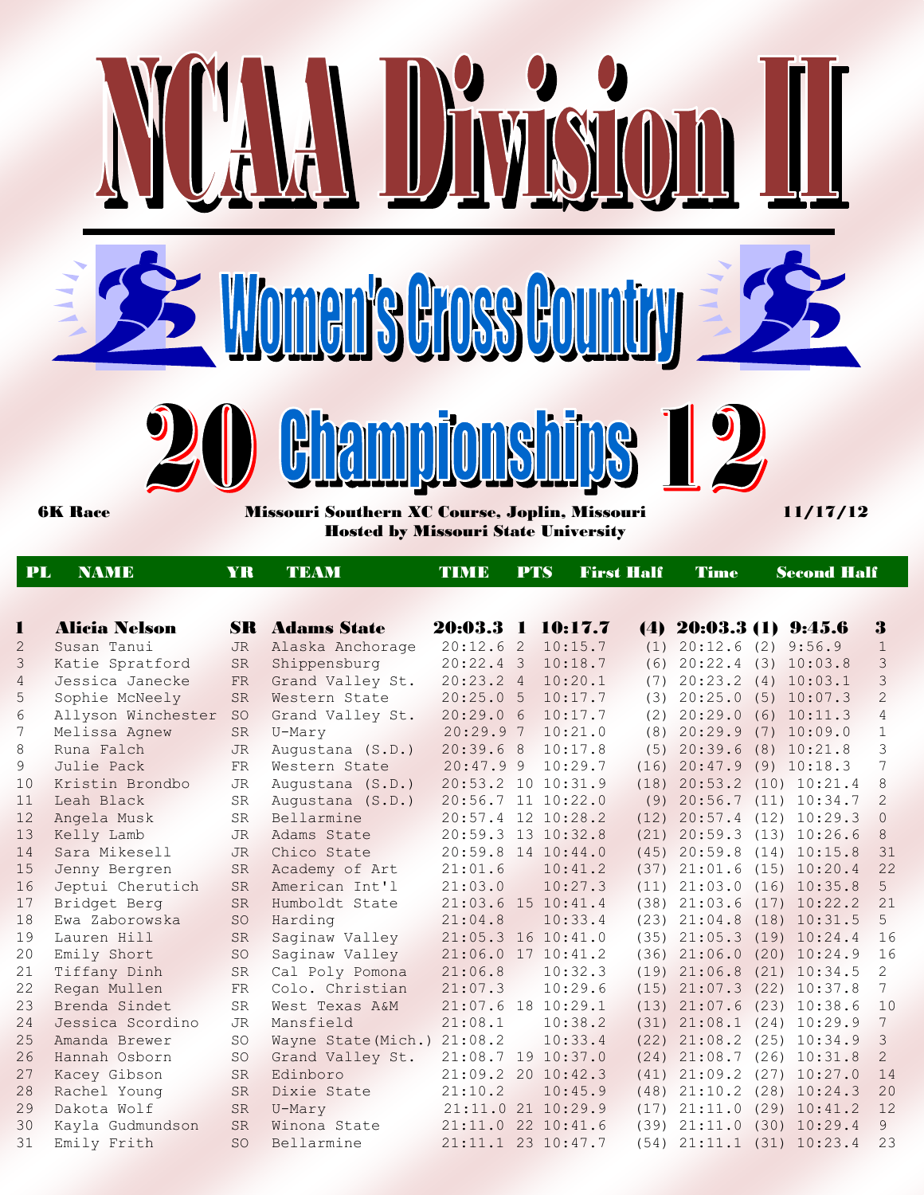# NCAA Division II

## Women's Cross Country

## 2012 Championships

**6K Race** — **Missouri Southern XC Course, Joplin, Missouri** — **11/17/12**

**Hosted by Missouri State University**

| PL | NAME | YR | TEAM | TIME | PTS | First Half | | Time | | Second Half | |
|---|---|---|---|---|---|---|---|---|---|---|---|
| **1** | **Alicia Nelson** | **SR** | **Adams State** | **20:03.3** | **1** | **10:17.7** | **(4)** | **20:03.3** | **(1)** | **9:45.6** | **3** |
| 2 | Susan Tanui | JR | Alaska Anchorage | 20:12.6 | 2 | 10:15.7 | (1) | 20:12.6 | (2) | 9:56.9 | 1 |
| 3 | Katie Spratford | SR | Shippensburg | 20:22.4 | 3 | 10:18.7 | (6) | 20:22.4 | (3) | 10:03.8 | 3 |
| 4 | Jessica Janecke | FR | Grand Valley St. | 20:23.2 | 4 | 10:20.1 | (7) | 20:23.2 | (4) | 10:03.1 | 3 |
| 5 | Sophie McNeely | SR | Western State | 20:25.0 | 5 | 10:17.7 | (3) | 20:25.0 | (5) | 10:07.3 | 2 |
| 6 | Allyson Winchester | SO | Grand Valley St. | 20:29.0 | 6 | 10:17.7 | (2) | 20:29.0 | (6) | 10:11.3 | 4 |
| 7 | Melissa Agnew | SR | U-Mary | 20:29.9 | 7 | 10:21.0 | (8) | 20:29.9 | (7) | 10:09.0 | 1 |
| 8 | Runa Falch | JR | Augustana (S.D.) | 20:39.6 | 8 | 10:17.8 | (5) | 20:39.6 | (8) | 10:21.8 | 3 |
| 9 | Julie Pack | FR | Western State | 20:47.9 | 9 | 10:29.7 | (16) | 20:47.9 | (9) | 10:18.3 | 7 |
| 10 | Kristin Brondbo | JR | Augustana (S.D.) | 20:53.2 | 10 | 10:31.9 | (18) | 20:53.2 | (10) | 10:21.4 | 8 |
| 11 | Leah Black | SR | Augustana (S.D.) | 20:56.7 | 11 | 10:22.0 | (9) | 20:56.7 | (11) | 10:34.7 | 2 |
| 12 | Angela Musk | SR | Bellarmine | 20:57.4 | 12 | 10:28.2 | (12) | 20:57.4 | (12) | 10:29.3 | 0 |
| 13 | Kelly Lamb | JR | Adams State | 20:59.3 | 13 | 10:32.8 | (21) | 20:59.3 | (13) | 10:26.6 | 8 |
| 14 | Sara Mikesell | JR | Chico State | 20:59.8 | 14 | 10:44.0 | (45) | 20:59.8 | (14) | 10:15.8 | 31 |
| 15 | Jenny Bergren | SR | Academy of Art | 21:01.6 | | 10:41.2 | (37) | 21:01.6 | (15) | 10:20.4 | 22 |
| 16 | Jeptui Cherutich | SR | American Int'l | 21:03.0 | | 10:27.3 | (11) | 21:03.0 | (16) | 10:35.8 | 5 |
| 17 | Bridget Berg | SR | Humboldt State | 21:03.6 | 15 | 10:41.4 | (38) | 21:03.6 | (17) | 10:22.2 | 21 |
| 18 | Ewa Zaborowska | SO | Harding | 21:04.8 | | 10:33.4 | (23) | 21:04.8 | (18) | 10:31.5 | 5 |
| 19 | Lauren Hill | SR | Saginaw Valley | 21:05.3 | 16 | 10:41.0 | (35) | 21:05.3 | (19) | 10:24.4 | 16 |
| 20 | Emily Short | SO | Saginaw Valley | 21:06.0 | 17 | 10:41.2 | (36) | 21:06.0 | (20) | 10:24.9 | 16 |
| 21 | Tiffany Dinh | SR | Cal Poly Pomona | 21:06.8 | | 10:32.3 | (19) | 21:06.8 | (21) | 10:34.5 | 2 |
| 22 | Regan Mullen | FR | Colo. Christian | 21:07.3 | | 10:29.6 | (15) | 21:07.3 | (22) | 10:37.8 | 7 |
| 23 | Brenda Sindet | SR | West Texas A&M | 21:07.6 | 18 | 10:29.1 | (13) | 21:07.6 | (23) | 10:38.6 | 10 |
| 24 | Jessica Scordino | JR | Mansfield | 21:08.1 | | 10:38.2 | (31) | 21:08.1 | (24) | 10:29.9 | 7 |
| 25 | Amanda Brewer | SO | Wayne State(Mich.) | 21:08.2 | | 10:33.4 | (22) | 21:08.2 | (25) | 10:34.9 | 3 |
| 26 | Hannah Osborn | SO | Grand Valley St. | 21:08.7 | 19 | 10:37.0 | (24) | 21:08.7 | (26) | 10:31.8 | 2 |
| 27 | Kacey Gibson | SR | Edinboro | 21:09.2 | 20 | 10:42.3 | (41) | 21:09.2 | (27) | 10:27.0 | 14 |
| 28 | Rachel Young | SR | Dixie State | 21:10.2 | | 10:45.9 | (48) | 21:10.2 | (28) | 10:24.3 | 20 |
| 29 | Dakota Wolf | SR | U-Mary | 21:11.0 | 21 | 10:29.9 | (17) | 21:11.0 | (29) | 10:41.2 | 12 |
| 30 | Kayla Gudmundson | SR | Winona State | 21:11.0 | 22 | 10:41.6 | (39) | 21:11.0 | (30) | 10:29.4 | 9 |
| 31 | Emily Frith | SO | Bellarmine | 21:11.1 | 23 | 10:47.7 | (54) | 21:11.1 | (31) | 10:23.4 | 23 |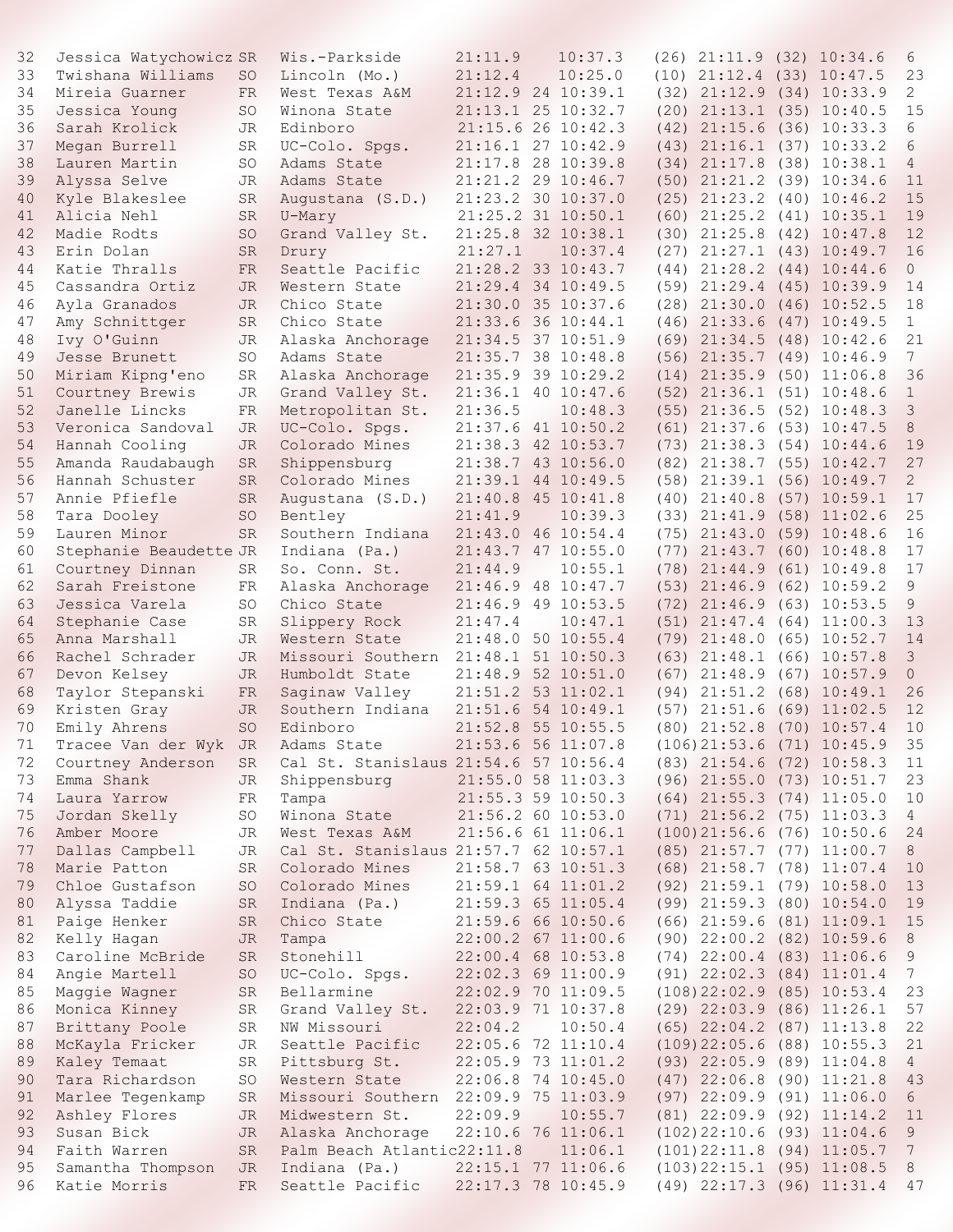| Place | Name | Yr | School | Time | Team Pl | Split 1 | (Pl) Time | (Pl) Split 2 | Diff |
|---|---|---|---|---|---|---|---|---|---|
| 32 | Jessica Watychowicz | SR | Wis.-Parkside | 21:11.9 | | 10:37.3 | (26) 21:11.9 | (32) 10:34.6 | 6 |
| 33 | Twishana Williams | SO | Lincoln (Mo.) | 21:12.4 | | 10:25.0 | (10) 21:12.4 | (33) 10:47.5 | 23 |
| 34 | Mireia Guarner | FR | West Texas A&M | 21:12.9 | 24 | 10:39.1 | (32) 21:12.9 | (34) 10:33.9 | 2 |
| 35 | Jessica Young | SO | Winona State | 21:13.1 | 25 | 10:32.7 | (20) 21:13.1 | (35) 10:40.5 | 15 |
| 36 | Sarah Krolick | JR | Edinboro | 21:15.6 | 26 | 10:42.3 | (42) 21:15.6 | (36) 10:33.3 | 6 |
| 37 | Megan Burrell | SR | UC-Colo. Spgs. | 21:16.1 | 27 | 10:42.9 | (43) 21:16.1 | (37) 10:33.2 | 6 |
| 38 | Lauren Martin | SO | Adams State | 21:17.8 | 28 | 10:39.8 | (34) 21:17.8 | (38) 10:38.1 | 4 |
| 39 | Alyssa Selve | JR | Adams State | 21:21.2 | 29 | 10:46.7 | (50) 21:21.2 | (39) 10:34.6 | 11 |
| 40 | Kyle Blakeslee | SR | Augustana (S.D.) | 21:23.2 | 30 | 10:37.0 | (25) 21:23.2 | (40) 10:46.2 | 15 |
| 41 | Alicia Nehl | SR | U-Mary | 21:25.2 | 31 | 10:50.1 | (60) 21:25.2 | (41) 10:35.1 | 19 |
| 42 | Madie Rodts | SO | Grand Valley St. | 21:25.8 | 32 | 10:38.1 | (30) 21:25.8 | (42) 10:47.8 | 12 |
| 43 | Erin Dolan | SR | Drury | 21:27.1 | | 10:37.4 | (27) 21:27.1 | (43) 10:49.7 | 16 |
| 44 | Katie Thralls | FR | Seattle Pacific | 21:28.2 | 33 | 10:43.7 | (44) 21:28.2 | (44) 10:44.6 | 0 |
| 45 | Cassandra Ortiz | JR | Western State | 21:29.4 | 34 | 10:49.5 | (59) 21:29.4 | (45) 10:39.9 | 14 |
| 46 | Ayla Granados | JR | Chico State | 21:30.0 | 35 | 10:37.6 | (28) 21:30.0 | (46) 10:52.5 | 18 |
| 47 | Amy Schnittger | SR | Chico State | 21:33.6 | 36 | 10:44.1 | (46) 21:33.6 | (47) 10:49.5 | 1 |
| 48 | Ivy O'Guinn | JR | Alaska Anchorage | 21:34.5 | 37 | 10:51.9 | (69) 21:34.5 | (48) 10:42.6 | 21 |
| 49 | Jesse Brunett | SO | Adams State | 21:35.7 | 38 | 10:48.8 | (56) 21:35.7 | (49) 10:46.9 | 7 |
| 50 | Miriam Kipng'eno | SR | Alaska Anchorage | 21:35.9 | 39 | 10:29.2 | (14) 21:35.9 | (50) 11:06.8 | 36 |
| 51 | Courtney Brewis | JR | Grand Valley St. | 21:36.1 | 40 | 10:47.6 | (52) 21:36.1 | (51) 10:48.6 | 1 |
| 52 | Janelle Lincks | FR | Metropolitan St. | 21:36.5 | | 10:48.3 | (55) 21:36.5 | (52) 10:48.3 | 3 |
| 53 | Veronica Sandoval | JR | UC-Colo. Spgs. | 21:37.6 | 41 | 10:50.2 | (61) 21:37.6 | (53) 10:47.5 | 8 |
| 54 | Hannah Cooling | JR | Colorado Mines | 21:38.3 | 42 | 10:53.7 | (73) 21:38.3 | (54) 10:44.6 | 19 |
| 55 | Amanda Raudabaugh | SR | Shippensburg | 21:38.7 | 43 | 10:56.0 | (82) 21:38.7 | (55) 10:42.7 | 27 |
| 56 | Hannah Schuster | SR | Colorado Mines | 21:39.1 | 44 | 10:49.5 | (58) 21:39.1 | (56) 10:49.7 | 2 |
| 57 | Annie Pfiefle | SR | Augustana (S.D.) | 21:40.8 | 45 | 10:41.8 | (40) 21:40.8 | (57) 10:59.1 | 17 |
| 58 | Tara Dooley | SO | Bentley | 21:41.9 | | 10:39.3 | (33) 21:41.9 | (58) 11:02.6 | 25 |
| 59 | Lauren Minor | SR | Southern Indiana | 21:43.0 | 46 | 10:54.4 | (75) 21:43.0 | (59) 10:48.6 | 16 |
| 60 | Stephanie Beaudette | JR | Indiana (Pa.) | 21:43.7 | 47 | 10:55.0 | (77) 21:43.7 | (60) 10:48.8 | 17 |
| 61 | Courtney Dinnan | SR | So. Conn. St. | 21:44.9 | | 10:55.1 | (78) 21:44.9 | (61) 10:49.8 | 17 |
| 62 | Sarah Freistone | FR | Alaska Anchorage | 21:46.9 | 48 | 10:47.7 | (53) 21:46.9 | (62) 10:59.2 | 9 |
| 63 | Jessica Varela | SO | Chico State | 21:46.9 | 49 | 10:53.5 | (72) 21:46.9 | (63) 10:53.5 | 9 |
| 64 | Stephanie Case | SR | Slippery Rock | 21:47.4 | | 10:47.1 | (51) 21:47.4 | (64) 11:00.3 | 13 |
| 65 | Anna Marshall | JR | Western State | 21:48.0 | 50 | 10:55.4 | (79) 21:48.0 | (65) 10:52.7 | 14 |
| 66 | Rachel Schrader | JR | Missouri Southern | 21:48.1 | 51 | 10:50.3 | (63) 21:48.1 | (66) 10:57.8 | 3 |
| 67 | Devon Kelsey | JR | Humboldt State | 21:48.9 | 52 | 10:51.0 | (67) 21:48.9 | (67) 10:57.9 | 0 |
| 68 | Taylor Stepanski | FR | Saginaw Valley | 21:51.2 | 53 | 11:02.1 | (94) 21:51.2 | (68) 10:49.1 | 26 |
| 69 | Kristen Gray | JR | Southern Indiana | 21:51.6 | 54 | 10:49.1 | (57) 21:51.6 | (69) 11:02.5 | 12 |
| 70 | Emily Ahrens | SO | Edinboro | 21:52.8 | 55 | 10:55.5 | (80) 21:52.8 | (70) 10:57.4 | 10 |
| 71 | Tracee Van der Wyk | JR | Adams State | 21:53.6 | 56 | 11:07.8 | (106) 21:53.6 | (71) 10:45.9 | 35 |
| 72 | Courtney Anderson | SR | Cal St. Stanislaus | 21:54.6 | 57 | 10:56.4 | (83) 21:54.6 | (72) 10:58.3 | 11 |
| 73 | Emma Shank | JR | Shippensburg | 21:55.0 | 58 | 11:03.3 | (96) 21:55.0 | (73) 10:51.7 | 23 |
| 74 | Laura Yarrow | FR | Tampa | 21:55.3 | 59 | 10:50.3 | (64) 21:55.3 | (74) 11:05.0 | 10 |
| 75 | Jordan Skelly | SO | Winona State | 21:56.2 | 60 | 10:53.0 | (71) 21:56.2 | (75) 11:03.3 | 4 |
| 76 | Amber Moore | JR | West Texas A&M | 21:56.6 | 61 | 11:06.1 | (100) 21:56.6 | (76) 10:50.6 | 24 |
| 77 | Dallas Campbell | JR | Cal St. Stanislaus | 21:57.7 | 62 | 10:57.1 | (85) 21:57.7 | (77) 11:00.7 | 8 |
| 78 | Marie Patton | SR | Colorado Mines | 21:58.7 | 63 | 10:51.3 | (68) 21:58.7 | (78) 11:07.4 | 10 |
| 79 | Chloe Gustafson | SO | Colorado Mines | 21:59.1 | 64 | 11:01.2 | (92) 21:59.1 | (79) 10:58.0 | 13 |
| 80 | Alyssa Taddie | SR | Indiana (Pa.) | 21:59.3 | 65 | 11:05.4 | (99) 21:59.3 | (80) 10:54.0 | 19 |
| 81 | Paige Henker | SR | Chico State | 21:59.6 | 66 | 10:50.6 | (66) 21:59.6 | (81) 11:09.1 | 15 |
| 82 | Kelly Hagan | JR | Tampa | 22:00.2 | 67 | 11:00.6 | (90) 22:00.2 | (82) 10:59.6 | 8 |
| 83 | Caroline McBride | SR | Stonehill | 22:00.4 | 68 | 10:53.8 | (74) 22:00.4 | (83) 11:06.6 | 9 |
| 84 | Angie Martell | SO | UC-Colo. Spgs. | 22:02.3 | 69 | 11:00.9 | (91) 22:02.3 | (84) 11:01.4 | 7 |
| 85 | Maggie Wagner | SR | Bellarmine | 22:02.9 | 70 | 11:09.5 | (108) 22:02.9 | (85) 10:53.4 | 23 |
| 86 | Monica Kinney | SR | Grand Valley St. | 22:03.9 | 71 | 10:37.8 | (29) 22:03.9 | (86) 11:26.1 | 57 |
| 87 | Brittany Poole | SR | NW Missouri | 22:04.2 | | 10:50.4 | (65) 22:04.2 | (87) 11:13.8 | 22 |
| 88 | McKayla Fricker | JR | Seattle Pacific | 22:05.6 | 72 | 11:10.4 | (109) 22:05.6 | (88) 10:55.3 | 21 |
| 89 | Kaley Temaat | SR | Pittsburg St. | 22:05.9 | 73 | 11:01.2 | (93) 22:05.9 | (89) 11:04.8 | 4 |
| 90 | Tara Richardson | SO | Western State | 22:06.8 | 74 | 10:45.0 | (47) 22:06.8 | (90) 11:21.8 | 43 |
| 91 | Marlee Tegenkamp | SR | Missouri Southern | 22:09.9 | 75 | 11:03.9 | (97) 22:09.9 | (91) 11:06.0 | 6 |
| 92 | Ashley Flores | JR | Midwestern St. | 22:09.9 | | 10:55.7 | (81) 22:09.9 | (92) 11:14.2 | 11 |
| 93 | Susan Bick | JR | Alaska Anchorage | 22:10.6 | 76 | 11:06.1 | (102) 22:10.6 | (93) 11:04.6 | 9 |
| 94 | Faith Warren | SR | Palm Beach Atlantic | 22:11.8 | | 11:06.1 | (101) 22:11.8 | (94) 11:05.7 | 7 |
| 95 | Samantha Thompson | JR | Indiana (Pa.) | 22:15.1 | 77 | 11:06.6 | (103) 22:15.1 | (95) 11:08.5 | 8 |
| 96 | Katie Morris | FR | Seattle Pacific | 22:17.3 | 78 | 10:45.9 | (49) 22:17.3 | (96) 11:31.4 | 47 |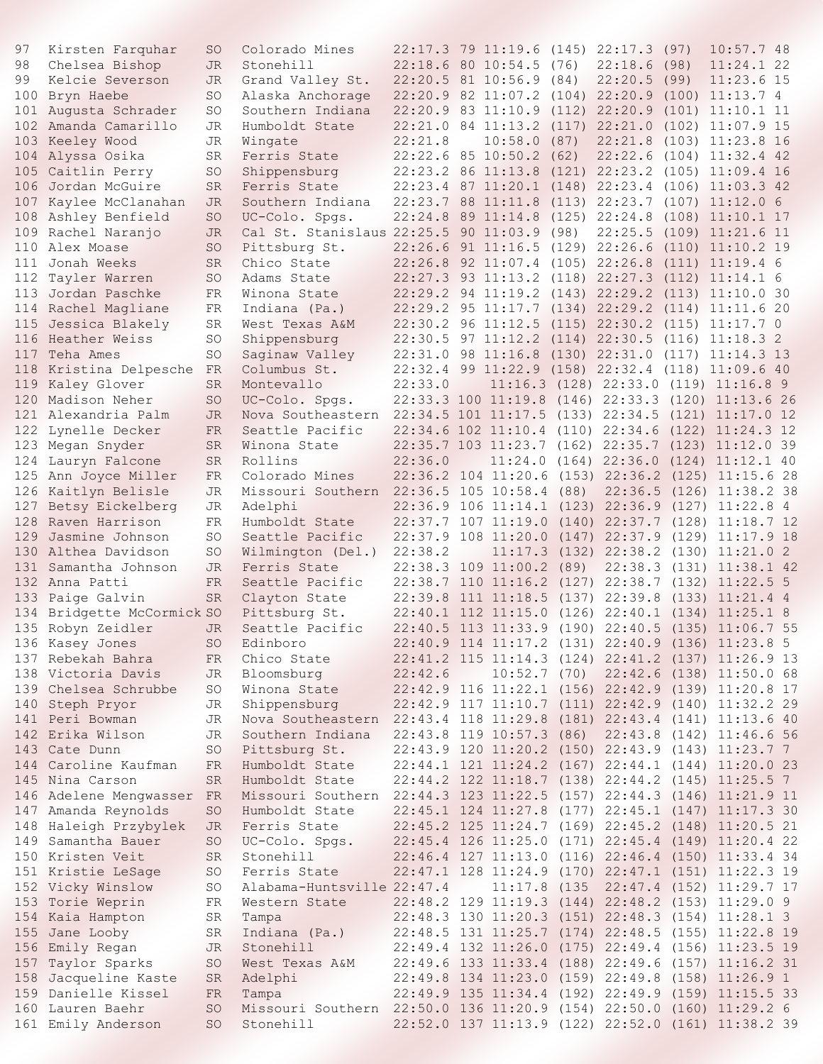```
97  Kirsten Farquhar    SO  Colorado Mines      22:17.3 79 11:19.6 (145) 22:17.3 (97)  10:57.7 48
98  Chelsea Bishop      JR  Stonehill           22:18.6 80 10:54.5 (76)  22:18.6 (98)  11:24.1 22
99  Kelcie Severson     JR  Grand Valley St.    22:20.5 81 10:56.9 (84)  22:20.5 (99)  11:23.6 15
100 Bryn Haebe          SO  Alaska Anchorage    22:20.9 82 11:07.2 (104) 22:20.9 (100) 11:13.7 4
101 Augusta Schrader    SO  Southern Indiana    22:20.9 83 11:10.9 (112) 22:20.9 (101) 11:10.1 11
102 Amanda Camarillo    JR  Humboldt State      22:21.0 84 11:13.2 (117) 22:21.0 (102) 11:07.9 15
103 Keeley Wood         JR  Wingate             22:21.8    10:58.0 (87)  22:21.8 (103) 11:23.8 16
104 Alyssa Osika        SR  Ferris State        22:22.6 85 10:50.2 (62)  22:22.6 (104) 11:32.4 42
105 Caitlin Perry       SO  Shippensburg        22:23.2 86 11:13.8 (121) 22:23.2 (105) 11:09.4 16
106 Jordan McGuire      SR  Ferris State        22:23.4 87 11:20.1 (148) 22:23.4 (106) 11:03.3 42
107 Kaylee McClanahan   JR  Southern Indiana    22:23.7 88 11:11.8 (113) 22:23.7 (107) 11:12.0 6
108 Ashley Benfield     SO  UC-Colo. Spgs.      22:24.8 89 11:14.8 (125) 22:24.8 (108) 11:10.1 17
109 Rachel Naranjo      JR  Cal St. Stanislaus  22:25.5 90 11:03.9 (98)  22:25.5 (109) 11:21.6 11
110 Alex Moase          SO  Pittsburg St.       22:26.6 91 11:16.5 (129) 22:26.6 (110) 11:10.2 19
111 Jonah Weeks         SR  Chico State         22:26.8 92 11:07.4 (105) 22:26.8 (111) 11:19.4 6
112 Tayler Warren       SO  Adams State         22:27.3 93 11:13.2 (118) 22:27.3 (112) 11:14.1 6
113 Jordan Paschke      FR  Winona State        22:29.2 94 11:19.2 (143) 22:29.2 (113) 11:10.0 30
114 Rachel Magliane     FR  Indiana (Pa.)       22:29.2 95 11:17.7 (134) 22:29.2 (114) 11:11.6 20
115 Jessica Blakely     SR  West Texas A&M      22:30.2 96 11:12.5 (115) 22:30.2 (115) 11:17.7 0
116 Heather Weiss       SO  Shippensburg        22:30.5 97 11:12.2 (114) 22:30.5 (116) 11:18.3 2
117 Teha Ames           SO  Saginaw Valley      22:31.0 98 11:16.8 (130) 22:31.0 (117) 11:14.3 13
118 Kristina Delpesche  FR  Columbus St.        22:32.4 99 11:22.9 (158) 22:32.4 (118) 11:09.6 40
119 Kaley Glover        SR  Montevallo          22:33.0    11:16.3 (128) 22:33.0 (119) 11:16.8 9
120 Madison Neher       SO  UC-Colo. Spgs.      22:33.3 100 11:19.8 (146) 22:33.3 (120) 11:13.6 26
121 Alexandria Palm     JR  Nova Southeastern   22:34.5 101 11:17.5 (133) 22:34.5 (121) 11:17.0 12
122 Lynelle Decker      FR  Seattle Pacific     22:34.6 102 11:10.4 (110) 22:34.6 (122) 11:24.3 12
123 Megan Snyder        SR  Winona State        22:35.7 103 11:23.7 (162) 22:35.7 (123) 11:12.0 39
124 Lauryn Falcone      SR  Rollins             22:36.0     11:24.0 (164) 22:36.0 (124) 11:12.1 40
125 Ann Joyce Miller    FR  Colorado Mines      22:36.2 104 11:20.6 (153) 22:36.2 (125) 11:15.6 28
126 Kaitlyn Belisle     JR  Missouri Southern   22:36.5 105 10:58.4 (88)  22:36.5 (126) 11:38.2 38
127 Betsy Eickelberg    JR  Adelphi             22:36.9 106 11:14.1 (123) 22:36.9 (127) 11:22.8 4
128 Raven Harrison      FR  Humboldt State      22:37.7 107 11:19.0 (140) 22:37.7 (128) 11:18.7 12
129 Jasmine Johnson     SO  Seattle Pacific     22:37.9 108 11:20.0 (147) 22:37.9 (129) 11:17.9 18
130 Althea Davidson     SO  Wilmington (Del.)   22:38.2     11:17.3 (132) 22:38.2 (130) 11:21.0 2
131 Samantha Johnson    JR  Ferris State        22:38.3 109 11:00.2 (89)  22:38.3 (131) 11:38.1 42
132 Anna Patti          FR  Seattle Pacific     22:38.7 110 11:16.2 (127) 22:38.7 (132) 11:22.5 5
133 Paige Galvin        SR  Clayton State       22:39.8 111 11:18.5 (137) 22:39.8 (133) 11:21.4 4
134 Bridgette McCormick SO  Pittsburg St.       22:40.1 112 11:15.0 (126) 22:40.1 (134) 11:25.1 8
135 Robyn Zeidler       JR  Seattle Pacific     22:40.5 113 11:33.9 (190) 22:40.5 (135) 11:06.7 55
136 Kasey Jones         SO  Edinboro            22:40.9 114 11:17.2 (131) 22:40.9 (136) 11:23.8 5
137 Rebekah Bahra       FR  Chico State         22:41.2 115 11:14.3 (124) 22:41.2 (137) 11:26.9 13
138 Victoria Davis      JR  Bloomsburg          22:42.6     10:52.7 (70)  22:42.6 (138) 11:50.0 68
139 Chelsea Schrubbe    SO  Winona State        22:42.9 116 11:22.1 (156) 22:42.9 (139) 11:20.8 17
140 Steph Pryor         JR  Shippensburg        22:42.9 117 11:10.7 (111) 22:42.9 (140) 11:32.2 29
141 Peri Bowman         JR  Nova Southeastern   22:43.4 118 11:29.8 (181) 22:43.4 (141) 11:13.6 40
142 Erika Wilson        JR  Southern Indiana    22:43.8 119 10:57.3 (86)  22:43.8 (142) 11:46.6 56
143 Cate Dunn           SO  Pittsburg St.       22:43.9 120 11:20.2 (150) 22:43.9 (143) 11:23.7 7
144 Caroline Kaufman    FR  Humboldt State      22:44.1 121 11:24.2 (167) 22:44.1 (144) 11:20.0 23
145 Nina Carson         SR  Humboldt State      22:44.2 122 11:18.7 (138) 22:44.2 (145) 11:25.5 7
146 Adelene Mengwasser  FR  Missouri Southern   22:44.3 123 11:22.5 (157) 22:44.3 (146) 11:21.9 11
147 Amanda Reynolds     SO  Humboldt State      22:45.1 124 11:27.8 (177) 22:45.1 (147) 11:17.3 30
148 Haleigh Przybylek   JR  Ferris State        22:45.2 125 11:24.7 (169) 22:45.2 (148) 11:20.5 21
149 Samantha Bauer      SO  UC-Colo. Spgs.      22:45.4 126 11:25.0 (171) 22:45.4 (149) 11:20.4 22
150 Kristen Veit        SR  Stonehill           22:46.4 127 11:13.0 (116) 22:46.4 (150) 11:33.4 34
151 Kristie LeSage      SO  Ferris State        22:47.1 128 11:24.9 (170) 22:47.1 (151) 11:22.3 19
152 Vicky Winslow       SO  Alabama-Huntsville  22:47.4     11:17.8 (135  22:47.4 (152) 11:29.7 17
153 Torie Weprin        FR  Western State       22:48.2 129 11:19.3 (144) 22:48.2 (153) 11:29.0 9
154 Kaia Hampton        SR  Tampa               22:48.3 130 11:20.3 (151) 22:48.3 (154) 11:28.1 3
155 Jane Looby          SR  Indiana (Pa.)       22:48.5 131 11:25.7 (174) 22:48.5 (155) 11:22.8 19
156 Emily Regan         JR  Stonehill           22:49.4 132 11:26.0 (175) 22:49.4 (156) 11:23.5 19
157 Taylor Sparks       SO  West Texas A&M      22:49.6 133 11:33.4 (188) 22:49.6 (157) 11:16.2 31
158 Jacqueline Kaste    SR  Adelphi             22:49.8 134 11:23.0 (159) 22:49.8 (158) 11:26.9 1
159 Danielle Kissel     FR  Tampa               22:49.9 135 11:34.4 (192) 22:49.9 (159) 11:15.5 33
160 Lauren Baehr        SO  Missouri Southern   22:50.0 136 11:20.9 (154) 22:50.0 (160) 11:29.2 6
161 Emily Anderson      SO  Stonehill           22:52.0 137 11:13.9 (122) 22:52.0 (161) 11:38.2 39
```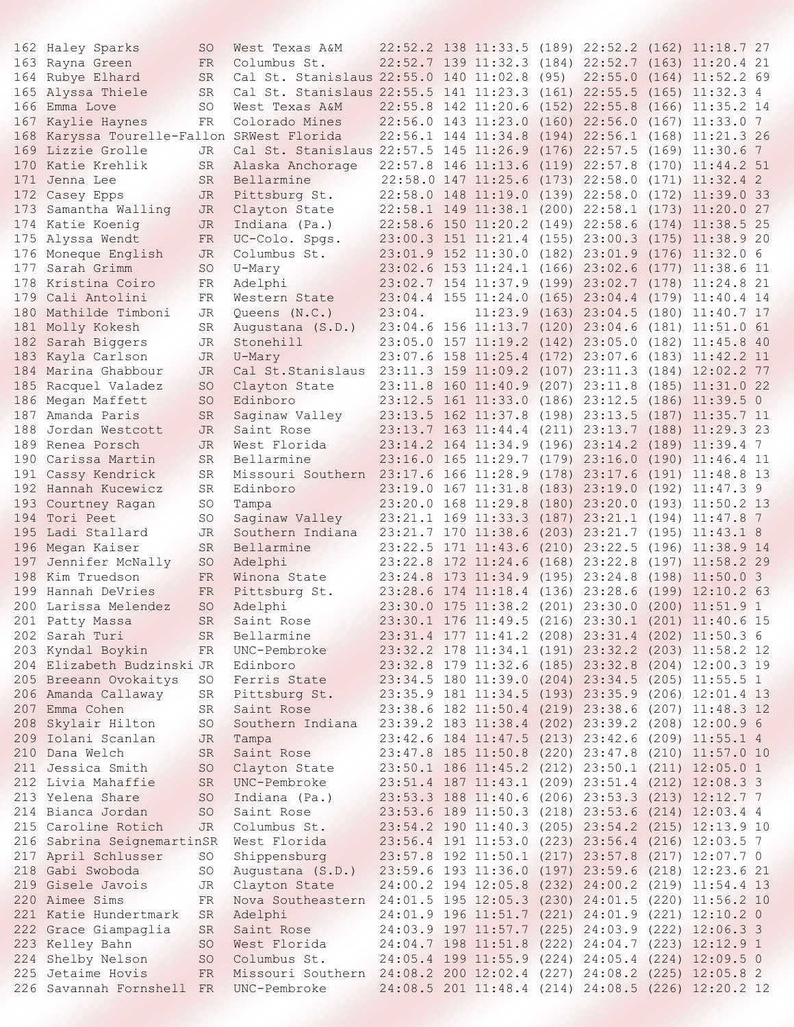```
162 Haley Sparks        SO   West Texas A&M      22:52.2 138 11:33.5 (189) 22:52.2 (162) 11:18.7 27
163 Rayna Green         FR   Columbus St.        22:52.7 139 11:32.3 (184) 22:52.7 (163) 11:20.4 21
164 Rubye Elhard        SR   Cal St. Stanislaus 22:55.0 140 11:02.8 (95)  22:55.0 (164) 11:52.2 69
165 Alyssa Thiele       SR   Cal St. Stanislaus 22:55.5 141 11:23.3 (161) 22:55.5 (165) 11:32.3 4
166 Emma Love           SO   West Texas A&M      22:55.8 142 11:20.6 (152) 22:55.8 (166) 11:35.2 14
167 Kaylie Haynes       FR   Colorado Mines      22:56.0 143 11:23.0 (160) 22:56.0 (167) 11:33.0 7
168 Karyssa Tourelle-Fallon SRWest Florida       22:56.1 144 11:34.8 (194) 22:56.1 (168) 11:21.3 26
169 Lizzie Grolle       JR   Cal St. Stanislaus 22:57.5 145 11:26.9 (176) 22:57.5 (169) 11:30.6 7
170 Katie Krehlik       SR   Alaska Anchorage    22:57.8 146 11:13.6 (119) 22:57.8 (170) 11:44.2 51
171 Jenna Lee           SR   Bellarmine          22:58.0 147 11:25.6 (173) 22:58.0 (171) 11:32.4 2
172 Casey Epps          JR   Pittsburg St.       22:58.0 148 11:19.0 (139) 22:58.0 (172) 11:39.0 33
173 Samantha Walling    JR   Clayton State       22:58.1 149 11:38.1 (200) 22:58.1 (173) 11:20.0 27
174 Katie Koenig        JR   Indiana (Pa.)       22:58.6 150 11:20.2 (149) 22:58.6 (174) 11:38.5 25
175 Alyssa Wendt        FR   UC-Colo. Spgs.      23:00.3 151 11:21.4 (155) 23:00.3 (175) 11:38.9 20
176 Moneque English     JR   Columbus St.        23:01.9 152 11:30.0 (182) 23:01.9 (176) 11:32.0 6
177 Sarah Grimm         SO   U-Mary              23:02.6 153 11:24.1 (166) 23:02.6 (177) 11:38.6 11
178 Kristina Coiro      FR   Adelphi             23:02.7 154 11:37.9 (199) 23:02.7 (178) 11:24.8 21
179 Cali Antolini       FR   Western State       23:04.4 155 11:24.0 (165) 23:04.4 (179) 11:40.4 14
180 Mathilde Timboni    JR   Queens (N.C.)       23:04.      11:23.9 (163) 23:04.5 (180) 11:40.7 17
181 Molly Kokesh        SR   Augustana (S.D.)    23:04.6 156 11:13.7 (120) 23:04.6 (181) 11:51.0 61
182 Sarah Biggers       JR   Stonehill           23:05.0 157 11:19.2 (142) 23:05.0 (182) 11:45.8 40
183 Kayla Carlson       JR   U-Mary              23:07.6 158 11:25.4 (172) 23:07.6 (183) 11:42.2 11
184 Marina Ghabbour     JR   Cal St.Stanislaus   23:11.3 159 11:09.2 (107) 23:11.3 (184) 12:02.2 77
185 Racquel Valadez     SO   Clayton State       23:11.8 160 11:40.9 (207) 23:11.8 (185) 11:31.0 22
186 Megan Maffett       SO   Edinboro            23:12.5 161 11:33.0 (186) 23:12.5 (186) 11:39.5 0
187 Amanda Paris        SR   Saginaw Valley      23:13.5 162 11:37.8 (198) 23:13.5 (187) 11:35.7 11
188 Jordan Westcott     JR   Saint Rose          23:13.7 163 11:44.4 (211) 23:13.7 (188) 11:29.3 23
189 Renea Porsch        JR   West Florida        23:14.2 164 11:34.9 (196) 23:14.2 (189) 11:39.4 7
190 Carissa Martin      SR   Bellarmine          23:16.0 165 11:29.7 (179) 23:16.0 (190) 11:46.4 11
191 Cassy Kendrick      SR   Missouri Southern   23:17.6 166 11:28.9 (178) 23:17.6 (191) 11:48.8 13
192 Hannah Kucewicz     SR   Edinboro            23:19.0 167 11:31.8 (183) 23:19.0 (192) 11:47.3 9
193 Courtney Ragan      SO   Tampa               23:20.0 168 11:29.8 (180) 23:20.0 (193) 11:50.2 13
194 Tori Peet           SO   Saginaw Valley      23:21.1 169 11:33.3 (187) 23:21.1 (194) 11:47.8 7
195 Ladi Stallard       JR   Southern Indiana    23:21.7 170 11:38.6 (203) 23:21.7 (195) 11:43.1 8
196 Megan Kaiser        SR   Bellarmine          23:22.5 171 11:43.6 (210) 23:22.5 (196) 11:38.9 14
197 Jennifer McNally    SO   Adelphi             23:22.8 172 11:24.6 (168) 23:22.8 (197) 11:58.2 29
198 Kim Truedson        FR   Winona State        23:24.8 173 11:34.9 (195) 23:24.8 (198) 11:50.0 3
199 Hannah DeVries      FR   Pittsburg St.       23:28.6 174 11:18.4 (136) 23:28.6 (199) 12:10.2 63
200 Larissa Melendez    SO   Adelphi             23:30.0 175 11:38.2 (201) 23:30.0 (200) 11:51.9 1
201 Patty Massa         SR   Saint Rose          23:30.1 176 11:49.5 (216) 23:30.1 (201) 11:40.6 15
202 Sarah Turi          SR   Bellarmine          23:31.4 177 11:41.2 (208) 23:31.4 (202) 11:50.3 6
203 Kyndal Boykin       FR   UNC-Pembroke        23:32.2 178 11:34.1 (191) 23:32.2 (203) 11:58.2 12
204 Elizabeth Budzinski JR   Edinboro            23:32.8 179 11:32.6 (185) 23:32.8 (204) 12:00.3 19
205 Breeann Ovokaitys   SO   Ferris State        23:34.5 180 11:39.0 (204) 23:34.5 (205) 11:55.5 1
206 Amanda Callaway     SR   Pittsburg St.       23:35.9 181 11:34.5 (193) 23:35.9 (206) 12:01.4 13
207 Emma Cohen          SR   Saint Rose          23:38.6 182 11:50.4 (219) 23:38.6 (207) 11:48.3 12
208 Skylair Hilton      SO   Southern Indiana    23:39.2 183 11:38.4 (202) 23:39.2 (208) 12:00.9 6
209 Iolani Scanlan      JR   Tampa               23:42.6 184 11:47.5 (213) 23:42.6 (209) 11:55.1 4
210 Dana Welch          SR   Saint Rose          23:47.8 185 11:50.8 (220) 23:47.8 (210) 11:57.0 10
211 Jessica Smith       SO   Clayton State       23:50.1 186 11:45.2 (212) 23:50.1 (211) 12:05.0 1
212 Livia Mahaffie      SR   UNC-Pembroke        23:51.4 187 11:43.1 (209) 23:51.4 (212) 12:08.3 3
213 Yelena Share        SO   Indiana (Pa.)       23:53.3 188 11:40.6 (206) 23:53.3 (213) 12:12.7 7
214 Bianca Jordan       SO   Saint Rose          23:53.6 189 11:50.3 (218) 23:53.6 (214) 12:03.4 4
215 Caroline Rotich     JR   Columbus St.        23:54.2 190 11:40.3 (205) 23:54.2 (215) 12:13.9 10
216 Sabrina SeignemartinSR   West Florida        23:56.4 191 11:53.0 (223) 23:56.4 (216) 12:03.5 7
217 April Schlusser     SO   Shippensburg        23:57.8 192 11:50.1 (217) 23:57.8 (217) 12:07.7 0
218 Gabi Swoboda        SO   Augustana (S.D.)    23:59.6 193 11:36.0 (197) 23:59.6 (218) 12:23.6 21
219 Gisele Javois       JR   Clayton State       24:00.2 194 12:05.8 (232) 24:00.2 (219) 11:54.4 13
220 Aimee Sims          FR   Nova Southeastern   24:01.5 195 12:05.3 (230) 24:01.5 (220) 11:56.2 10
221 Katie Hundertmark   SR   Adelphi             24:01.9 196 11:51.7 (221) 24:01.9 (221) 12:10.2 0
222 Grace Giampaglia    SR   Saint Rose          24:03.9 197 11:57.7 (225) 24:03.9 (222) 12:06.3 3
223 Kelley Bahn         SO   West Florida        24:04.7 198 11:51.8 (222) 24:04.7 (223) 12:12.9 1
224 Shelby Nelson       SO   Columbus St.        24:05.4 199 11:55.9 (224) 24:05.4 (224) 12:09.5 0
225 Jetaime Hovis       FR   Missouri Southern   24:08.2 200 12:02.4 (227) 24:08.2 (225) 12:05.8 2
226 Savannah Fornshell  FR   UNC-Pembroke        24:08.5 201 11:48.4 (214) 24:08.5 (226) 12:20.2 12
```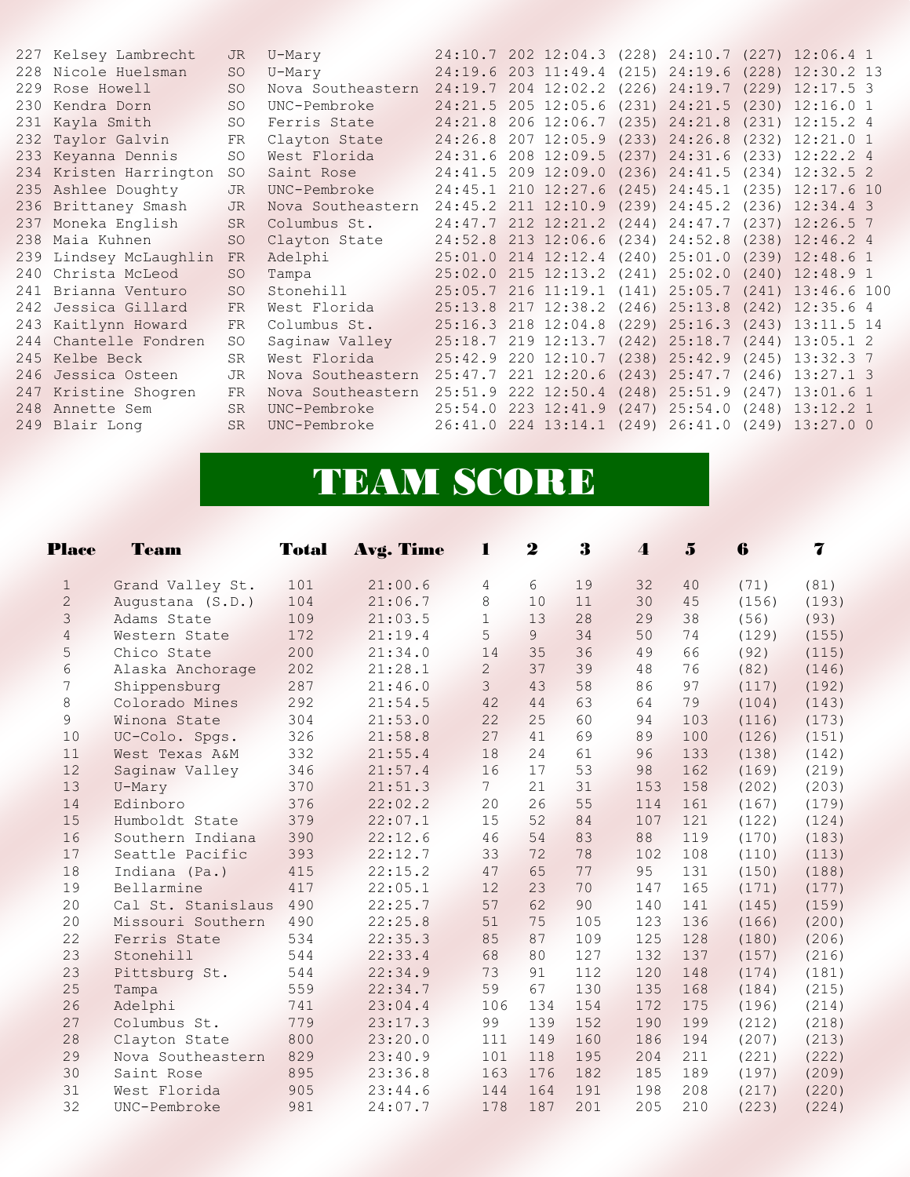| | | | | | | | | | | |
|---|---|---|---|---|---|---|---|---|---|---|
| 227 | Kelsey Lambrecht | JR | U-Mary | 24:10.7 | 202 | 12:04.3 | (228) | 24:10.7 | (227) | 12:06.4 1 |
| 228 | Nicole Huelsman | SO | U-Mary | 24:19.6 | 203 | 11:49.4 | (215) | 24:19.6 | (228) | 12:30.2 13 |
| 229 | Rose Howell | SO | Nova Southeastern | 24:19.7 | 204 | 12:02.2 | (226) | 24:19.7 | (229) | 12:17.5 3 |
| 230 | Kendra Dorn | SO | UNC-Pembroke | 24:21.5 | 205 | 12:05.6 | (231) | 24:21.5 | (230) | 12:16.0 1 |
| 231 | Kayla Smith | SO | Ferris State | 24:21.8 | 206 | 12:06.7 | (235) | 24:21.8 | (231) | 12:15.2 4 |
| 232 | Taylor Galvin | FR | Clayton State | 24:26.8 | 207 | 12:05.9 | (233) | 24:26.8 | (232) | 12:21.0 1 |
| 233 | Keyanna Dennis | SO | West Florida | 24:31.6 | 208 | 12:09.5 | (237) | 24:31.6 | (233) | 12:22.2 4 |
| 234 | Kristen Harrington | SO | Saint Rose | 24:41.5 | 209 | 12:09.0 | (236) | 24:41.5 | (234) | 12:32.5 2 |
| 235 | Ashlee Doughty | JR | UNC-Pembroke | 24:45.1 | 210 | 12:27.6 | (245) | 24:45.1 | (235) | 12:17.6 10 |
| 236 | Brittaney Smash | JR | Nova Southeastern | 24:45.2 | 211 | 12:10.9 | (239) | 24:45.2 | (236) | 12:34.4 3 |
| 237 | Moneka English | SR | Columbus St. | 24:47.7 | 212 | 12:21.2 | (244) | 24:47.7 | (237) | 12:26.5 7 |
| 238 | Maia Kuhnen | SO | Clayton State | 24:52.8 | 213 | 12:06.6 | (234) | 24:52.8 | (238) | 12:46.2 4 |
| 239 | Lindsey McLaughlin | FR | Adelphi | 25:01.0 | 214 | 12:12.4 | (240) | 25:01.0 | (239) | 12:48.6 1 |
| 240 | Christa McLeod | SO | Tampa | 25:02.0 | 215 | 12:13.2 | (241) | 25:02.0 | (240) | 12:48.9 1 |
| 241 | Brianna Venturo | SO | Stonehill | 25:05.7 | 216 | 11:19.1 | (141) | 25:05.7 | (241) | 13:46.6 100 |
| 242 | Jessica Gillard | FR | West Florida | 25:13.8 | 217 | 12:38.2 | (246) | 25:13.8 | (242) | 12:35.6 4 |
| 243 | Kaitlynn Howard | FR | Columbus St. | 25:16.3 | 218 | 12:04.8 | (229) | 25:16.3 | (243) | 13:11.5 14 |
| 244 | Chantelle Fondren | SO | Saginaw Valley | 25:18.7 | 219 | 12:13.7 | (242) | 25:18.7 | (244) | 13:05.1 2 |
| 245 | Kelbe Beck | SR | West Florida | 25:42.9 | 220 | 12:10.7 | (238) | 25:42.9 | (245) | 13:32.3 7 |
| 246 | Jessica Osteen | JR | Nova Southeastern | 25:47.7 | 221 | 12:20.6 | (243) | 25:47.7 | (246) | 13:27.1 3 |
| 247 | Kristine Shogren | FR | Nova Southeastern | 25:51.9 | 222 | 12:50.4 | (248) | 25:51.9 | (247) | 13:01.6 1 |
| 248 | Annette Sem | SR | UNC-Pembroke | 25:54.0 | 223 | 12:41.9 | (247) | 25:54.0 | (248) | 13:12.2 1 |
| 249 | Blair Long | SR | UNC-Pembroke | 26:41.0 | 224 | 13:14.1 | (249) | 26:41.0 | (249) | 13:27.0 0 |

# TEAM SCORE

| Place | Team | Total | Avg. Time | 1 | 2 | 3 | 4 | 5 | 6 | 7 |
|---|---|---|---|---|---|---|---|---|---|---|
| 1 | Grand Valley St. | 101 | 21:00.6 | 4 | 6 | 19 | 32 | 40 | (71) | (81) |
| 2 | Augustana (S.D.) | 104 | 21:06.7 | 8 | 10 | 11 | 30 | 45 | (156) | (193) |
| 3 | Adams State | 109 | 21:03.5 | 1 | 13 | 28 | 29 | 38 | (56) | (93) |
| 4 | Western State | 172 | 21:19.4 | 5 | 9 | 34 | 50 | 74 | (129) | (155) |
| 5 | Chico State | 200 | 21:34.0 | 14 | 35 | 36 | 49 | 66 | (92) | (115) |
| 6 | Alaska Anchorage | 202 | 21:28.1 | 2 | 37 | 39 | 48 | 76 | (82) | (146) |
| 7 | Shippensburg | 287 | 21:46.0 | 3 | 43 | 58 | 86 | 97 | (117) | (192) |
| 8 | Colorado Mines | 292 | 21:54.5 | 42 | 44 | 63 | 64 | 79 | (104) | (143) |
| 9 | Winona State | 304 | 21:53.0 | 22 | 25 | 60 | 94 | 103 | (116) | (173) |
| 10 | UC-Colo. Spgs. | 326 | 21:58.8 | 27 | 41 | 69 | 89 | 100 | (126) | (151) |
| 11 | West Texas A&M | 332 | 21:55.4 | 18 | 24 | 61 | 96 | 133 | (138) | (142) |
| 12 | Saginaw Valley | 346 | 21:57.4 | 16 | 17 | 53 | 98 | 162 | (169) | (219) |
| 13 | U-Mary | 370 | 21:51.3 | 7 | 21 | 31 | 153 | 158 | (202) | (203) |
| 14 | Edinboro | 376 | 22:02.2 | 20 | 26 | 55 | 114 | 161 | (167) | (179) |
| 15 | Humboldt State | 379 | 22:07.1 | 15 | 52 | 84 | 107 | 121 | (122) | (124) |
| 16 | Southern Indiana | 390 | 22:12.6 | 46 | 54 | 83 | 88 | 119 | (170) | (183) |
| 17 | Seattle Pacific | 393 | 22:12.7 | 33 | 72 | 78 | 102 | 108 | (110) | (113) |
| 18 | Indiana (Pa.) | 415 | 22:15.2 | 47 | 65 | 77 | 95 | 131 | (150) | (188) |
| 19 | Bellarmine | 417 | 22:05.1 | 12 | 23 | 70 | 147 | 165 | (171) | (177) |
| 20 | Cal St. Stanislaus | 490 | 22:25.7 | 57 | 62 | 90 | 140 | 141 | (145) | (159) |
| 20 | Missouri Southern | 490 | 22:25.8 | 51 | 75 | 105 | 123 | 136 | (166) | (200) |
| 22 | Ferris State | 534 | 22:35.3 | 85 | 87 | 109 | 125 | 128 | (180) | (206) |
| 23 | Stonehill | 544 | 22:33.4 | 68 | 80 | 127 | 132 | 137 | (157) | (216) |
| 23 | Pittsburg St. | 544 | 22:34.9 | 73 | 91 | 112 | 120 | 148 | (174) | (181) |
| 25 | Tampa | 559 | 22:34.7 | 59 | 67 | 130 | 135 | 168 | (184) | (215) |
| 26 | Adelphi | 741 | 23:04.4 | 106 | 134 | 154 | 172 | 175 | (196) | (214) |
| 27 | Columbus St. | 779 | 23:17.3 | 99 | 139 | 152 | 190 | 199 | (212) | (218) |
| 28 | Clayton State | 800 | 23:20.0 | 111 | 149 | 160 | 186 | 194 | (207) | (213) |
| 29 | Nova Southeastern | 829 | 23:40.9 | 101 | 118 | 195 | 204 | 211 | (221) | (222) |
| 30 | Saint Rose | 895 | 23:36.8 | 163 | 176 | 182 | 185 | 189 | (197) | (209) |
| 31 | West Florida | 905 | 23:44.6 | 144 | 164 | 191 | 198 | 208 | (217) | (220) |
| 32 | UNC-Pembroke | 981 | 24:07.7 | 178 | 187 | 201 | 205 | 210 | (223) | (224) |